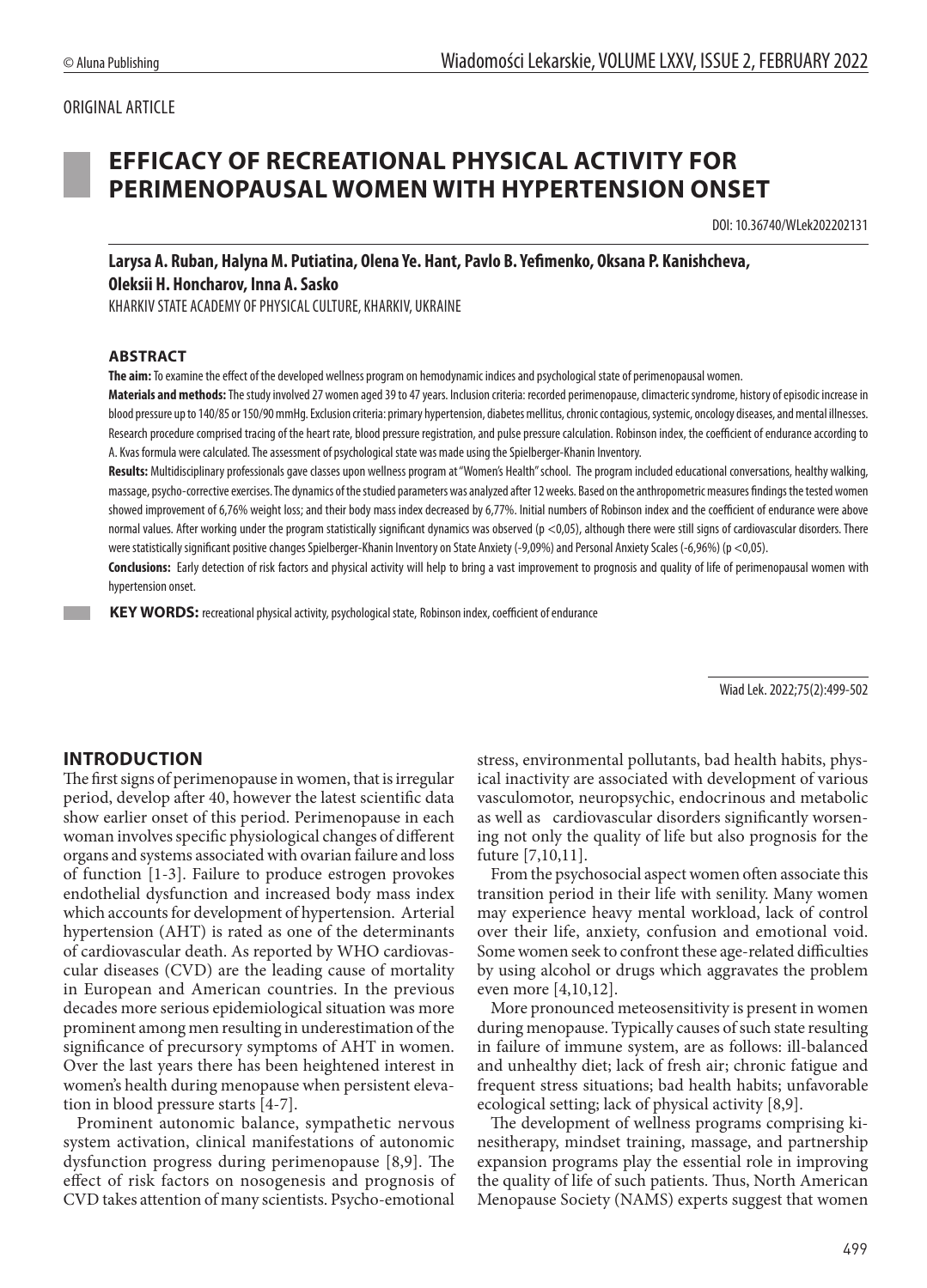ORIGINAL ARTICLE

# EFFICACY OF RECREATIONAL PHYSICAL ACTIVITY FOR PERIMENOPAUSAL WOMEN WITH HYPERTENSION ONSET

DOI: 10.36740/WLek202202131

**Larysa A. Ruban, Halyna M. Putiatina, Olena Ye. Hant, Pavlo B. Yefimenko, Oksana P. Kanishcheva, Oleksii H. Honcharov, Inna A. Sasko**

KHARKIV STATE ACADEMY OF PHYSICAL CULTURE, KHARKIV, UKRAINE

## ABSTRACT

**The aim:** To examine the effect of the developed wellness program on hemodynamic indices and psychological state of perimenopausal women.

**Materials and methods:** The study involved 27 women aged 39 to 47 years. Inclusion criteria: recorded perimenopause, climacteric syndrome, history of episodic increase in blood pressure up to 140/85 or 150/90 mmHg. Exclusion criteria: primary hypertension, diabetes mellitus, chronic contagious, systemic, oncology diseases, and mental illnesses. Research procedure comprised tracing of the heart rate, blood pressure registration, and pulse pressure calculation. Robinson index, the coefficient of endurance according to A. Kvas formula were calculated. The assessment of psychological state was made using the Spielberger-Khanin Inventory.

**Results:** Multidisciplinary professionals gave classes upon wellness program at "Women's Health" school. The program included educational conversations, healthy walking, massage, psycho-corrective exercises. The dynamics of the studied parameters was analyzed after 12 weeks. Based on the anthropometric measures findings the tested women showed improvement of 6,76% weight loss; and their body mass index decreased by 6,77%. Initial numbers of Robinson index and the coefficient of endurance were above normal values. After working under the program statistically significant dynamics was observed ($p < 0,05$), although there were still signs of cardiovascular disorders. There were statistically significant positive changes Spielberger-Khanin Inventory on State Anxiety (-9,09%) and Personal Anxiety Scales (-6,96%) ($p < 0,05$).

**Conclusions:** Early detection of risk factors and physical activity will help to bring a vast improvement to prognosis and quality of life of perimenopausal women with hypertension onset.

**KEY WORDS:** recreational physical activity, psychological state, Robinson index, coefficient of endurance

Wiad Lek. 2022;75(2):499-502

## INTRODUCTION

The first signs of perimenopause in women, that is irregular period, develop after 40, however the latest scientific data show earlier onset of this period. Perimenopause in each woman involves specific physiological changes of different organs and systems associated with ovarian failure and loss of function [1-3]. Failure to produce estrogen provokes endothelial dysfunction and increased body mass index which accounts for development of hypertension. Arterial hypertension (AHT) is rated as one of the determinants of cardiovascular death. As reported by WHO cardiovascular diseases (CVD) are the leading cause of mortality in European and American countries. In the previous decades more serious epidemiological situation was more prominent among men resulting in underestimation of the significance of precursory symptoms of AHT in women. Over the last years there has been heightened interest in women's health during menopause when persistent elevation in blood pressure starts [4-7].

Prominent autonomic balance, sympathetic nervous system activation, clinical manifestations of autonomic dysfunction progress during perimenopause [8,9]. The effect of risk factors on nosogenesis and prognosis of CVD takes attention of many scientists. Psycho-emotional stress, environmental pollutants, bad health habits, physical inactivity are associated with development of various vasculomotor, neuropsychic, endocrinous and metabolic as well as cardiovascular disorders significantly worsening not only the quality of life but also prognosis for the future [7,10,11].

From the psychosocial aspect women often associate this transition period in their life with senility. Many women may experience heavy mental workload, lack of control over their life, anxiety, confusion and emotional void. Some women seek to confront these age-related difficulties by using alcohol or drugs which aggravates the problem even more [4,10,12].

More pronounced meteosensitivity is present in women during menopause. Typically causes of such state resulting in failure of immune system, are as follows: ill-balanced and unhealthy diet; lack of fresh air; chronic fatigue and frequent stress situations; bad health habits; unfavorable ecological setting; lack of physical activity [8,9].

The development of wellness programs comprising kinesitherapy, mindset training, massage, and partnership expansion programs play the essential role in improving the quality of life of such patients. Thus, North American Menopause Society (NAMS) experts suggest that women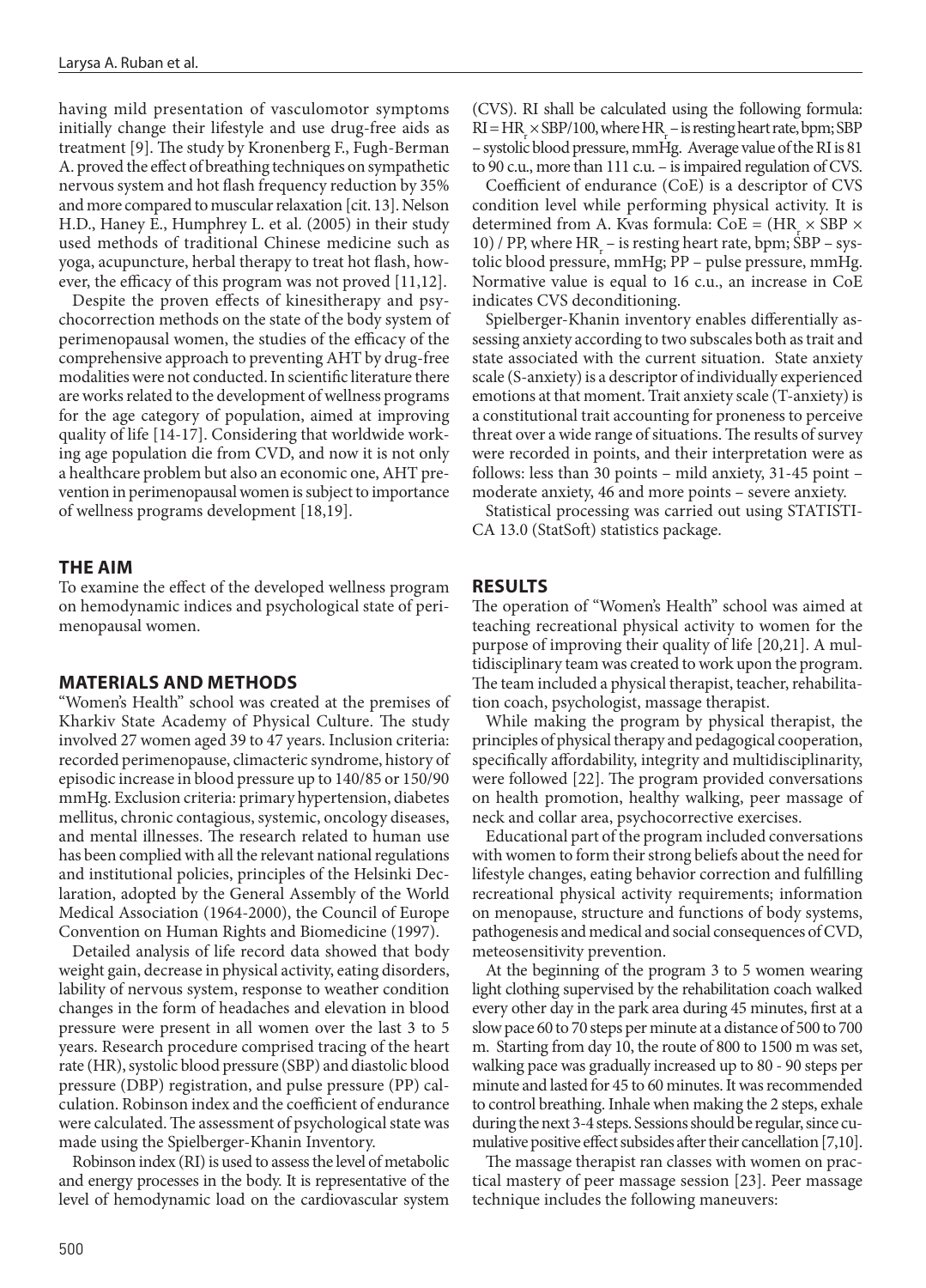having mild presentation of vasculomotor symptoms initially change their lifestyle and use drug-free aids as treatment [9]. The study by Kronenberg F., Fugh-Berman A. proved the effect of breathing techniques on sympathetic nervous system and hot flash frequency reduction by 35% and more compared to muscular relaxation [cit. 13]. Nelson H.D., Haney E., Humphrey L. et al. (2005) in their study used methods of traditional Chinese medicine such as yoga, acupuncture, herbal therapy to treat hot flash, however, the efficacy of this program was not proved [11,12].

Despite the proven effects of kinesitherapy and psychocorrection methods on the state of the body system of perimenopausal women, the studies of the efficacy of the comprehensive approach to preventing AHT by drug-free modalities were not conducted. In scientific literature there are works related to the development of wellness programs for the age category of population, aimed at improving quality of life [14-17]. Considering that worldwide working age population die from CVD, and now it is not only a healthcare problem but also an economic one, AHT prevention in perimenopausal women is subject to importance of wellness programs development [18,19].

## THE AIM

To examine the effect of the developed wellness program on hemodynamic indices and psychological state of perimenopausal women.

## MATERIALS AND METHODS

"Women's Health" school was created at the premises of Kharkiv State Academy of Physical Culture. The study involved 27 women aged 39 to 47 years. Inclusion criteria: recorded perimenopause, climacteric syndrome, history of episodic increase in blood pressure up to 140/85 or 150/90 mmHg. Exclusion criteria: primary hypertension, diabetes mellitus, chronic contagious, systemic, oncology diseases, and mental illnesses. The research related to human use has been complied with all the relevant national regulations and institutional policies, principles of the Helsinki Declaration, adopted by the General Assembly of the World Medical Association (1964-2000), the Council of Europe Convention on Human Rights and Biomedicine (1997).

Detailed analysis of life record data showed that body weight gain, decrease in physical activity, eating disorders, lability of nervous system, response to weather condition changes in the form of headaches and elevation in blood pressure were present in all women over the last 3 to 5 years. Research procedure comprised tracing of the heart rate (HR), systolic blood pressure (SBP) and diastolic blood pressure (DBP) registration, and pulse pressure (PP) calculation. Robinson index and the coefficient of endurance were calculated. The assessment of psychological state was made using the Spielberger-Khanin Inventory.

Robinson index (RI) is used to assess the level of metabolic and energy processes in the body. It is representative of the level of hemodynamic load on the cardiovascular system (CVS). RI shall be calculated using the following formula: $RI = HR_r \times SBP/100$, where $HR_r$ – is resting heart rate, bpm; SBP – systolic blood pressure, mmHg. Average value of the RI is 81 to 90 c.u., more than 111 c.u. – is impaired regulation of CVS.

Coefficient of endurance (CoE) is a descriptor of CVS condition level while performing physical activity. It is determined from A. Kvas formula: $CoE = (HR_r \times SBP \times 10) / PP$, where $HR_r$ – is resting heart rate, bpm; SBP – systolic blood pressure, mmHg; PP – pulse pressure, mmHg. Normative value is equal to 16 c.u., an increase in CoE indicates CVS deconditioning.

Spielberger-Khanin inventory enables differentially assessing anxiety according to two subscales both as trait and state associated with the current situation. State anxiety scale (S-anxiety) is a descriptor of individually experienced emotions at that moment. Trait anxiety scale (T-anxiety) is a constitutional trait accounting for proneness to perceive threat over a wide range of situations. The results of survey were recorded in points, and their interpretation were as follows: less than 30 points – mild anxiety, 31-45 point – moderate anxiety, 46 and more points – severe anxiety.

Statistical processing was carried out using STATISTICA 13.0 (StatSoft) statistics package.

## RESULTS

The operation of "Women's Health" school was aimed at teaching recreational physical activity to women for the purpose of improving their quality of life [20,21]. A multidisciplinary team was created to work upon the program. The team included a physical therapist, teacher, rehabilitation coach, psychologist, massage therapist.

While making the program by physical therapist, the principles of physical therapy and pedagogical cooperation, specifically affordability, integrity and multidisciplinarity, were followed [22]. The program provided conversations on health promotion, healthy walking, peer massage of neck and collar area, psychocorrective exercises.

Educational part of the program included conversations with women to form their strong beliefs about the need for lifestyle changes, eating behavior correction and fulfilling recreational physical activity requirements; information on menopause, structure and functions of body systems, pathogenesis and medical and social consequences of CVD, meteosensitivity prevention.

At the beginning of the program 3 to 5 women wearing light clothing supervised by the rehabilitation coach walked every other day in the park area during 45 minutes, first at a slow pace 60 to 70 steps per minute at a distance of 500 to 700 m. Starting from day 10, the route of 800 to 1500 m was set, walking pace was gradually increased up to 80 - 90 steps per minute and lasted for 45 to 60 minutes. It was recommended to control breathing. Inhale when making the 2 steps, exhale during the next 3-4 steps. Sessions should be regular, since cumulative positive effect subsides after their cancellation [7,10].

The massage therapist ran classes with women on practical mastery of peer massage session [23]. Peer massage technique includes the following maneuvers: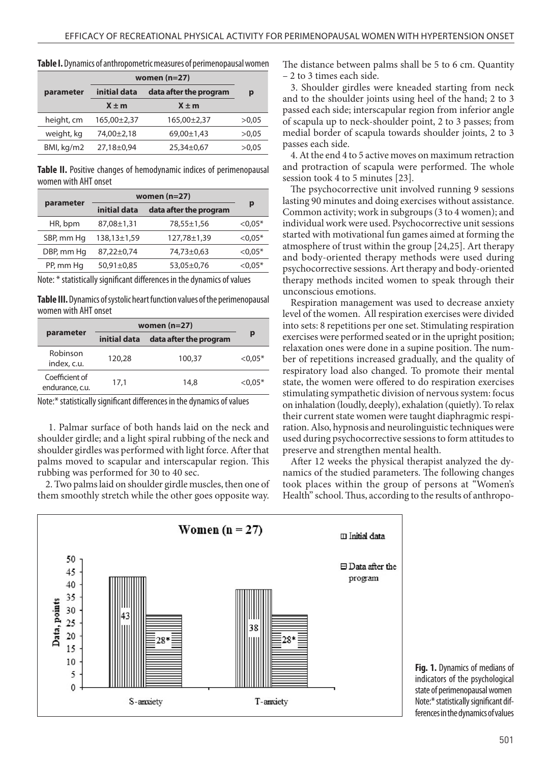**Table I.** Dynamics of anthropometric measures of perimenopausal women

| parameter | women (n=27) | | p |
|---|---|---|---|
| | initial data | data after the program | |
| | X ± m | X ± m | |
| height, cm | 165,00±2,37 | 165,00±2,37 | >0,05 |
| weight, kg | 74,00±2,18 | 69,00±1,43 | >0,05 |
| BMI, kg/m2 | 27,18±0,94 | 25,34±0,67 | >0,05 |

**Table II.** Positive changes of hemodynamic indices of perimenopausal women with AHT onset

| parameter | women (n=27) | | p |
|---|---|---|---|
| | initial data | data after the program | |
| HR, bpm | 87,08±1,31 | 78,55±1,56 | <0,05* |
| SBP, mm Hg | 138,13±1,59 | 127,78±1,39 | <0,05* |
| DBP, mm Hg | 87,22±0,74 | 74,73±0,63 | <0,05* |
| PP, mm Hg | 50,91±0,85 | 53,05±0,76 | <0,05* |

Note: * statistically significant differences in the dynamics of values

**Table III.** Dynamics of systolic heart function values of the perimenopausal women with AHT onset

| parameter | women (n=27) | | p |
|---|---|---|---|
| | initial data | data after the program | |
| Robinson index, c.u. | 120,28 | 100,37 | <0,05* |
| Coefficient of endurance, c.u. | 17,1 | 14,8 | <0,05* |

Note:* statistically significant differences in the dynamics of values

1. Palmar surface of both hands laid on the neck and shoulder girdle; and a light spiral rubbing of the neck and shoulder girdles was performed with light force. After that palms moved to scapular and interscapular region. This rubbing was performed for 30 to 40 sec.

2. Two palms laid on shoulder girdle muscles, then one of them smoothly stretch while the other goes opposite way. The distance between palms shall be 5 to 6 cm. Quantity – 2 to 3 times each side.

3. Shoulder girdles were kneaded starting from neck and to the shoulder joints using heel of the hand; 2 to 3 passed each side; interscapular region from inferior angle of scapula up to neck-shoulder point, 2 to 3 passes; from medial border of scapula towards shoulder joints, 2 to 3 passes each side.

4. At the end 4 to 5 active moves on maximum retraction and protraction of scapula were performed. The whole session took 4 to 5 minutes [23].

The psychocorrective unit involved running 9 sessions lasting 90 minutes and doing exercises without assistance. Common activity; work in subgroups (3 to 4 women); and individual work were used. Psychocorrective unit sessions started with motivational fun games aimed at forming the atmosphere of trust within the group [24,25]. Art therapy and body-oriented therapy methods were used during psychocorrective sessions. Art therapy and body-oriented therapy methods incited women to speak through their unconscious emotions.

Respiration management was used to decrease anxiety level of the women. All respiration exercises were divided into sets: 8 repetitions per one set. Stimulating respiration exercises were performed seated or in the upright position; relaxation ones were done in a supine position. The number of repetitions increased gradually, and the quality of respiratory load also changed. To promote their mental state, the women were offered to do respiration exercises stimulating sympathetic division of nervous system: focus on inhalation (loudly, deeply), exhalation (quietly). To relax their current state women were taught diaphragmic respiration. Also, hypnosis and neurolinguistic techniques were used during psychocorrective sessions to form attitudes to preserve and strengthen mental health.

After 12 weeks the physical therapist analyzed the dynamics of the studied parameters. The following changes took places within the group of persons at "Women's Health" school. Thus, according to the results of anthropo-

**Fig. 1.** Dynamics of medians of indicators of the psychological state of perimenopausal women
Note:* statistically significant differences in the dynamics of values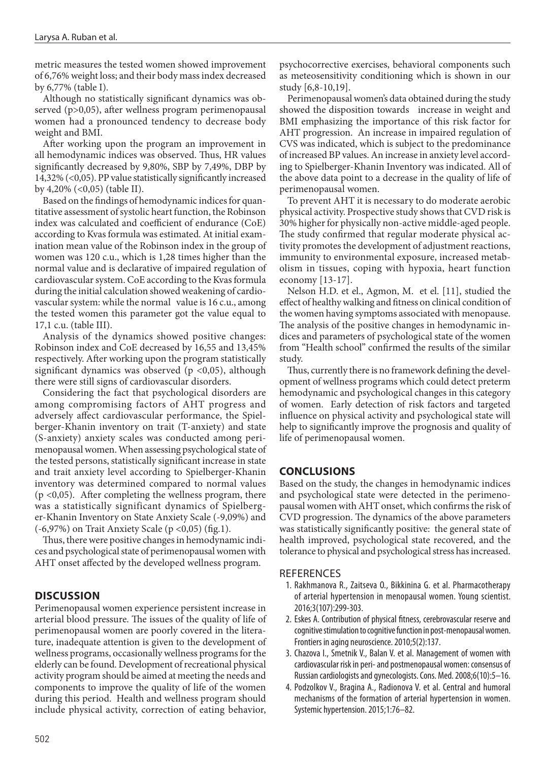metric measures the tested women showed improvement of 6,76% weight loss; and their body mass index decreased by 6,77% (table I).

Although no statistically significant dynamics was observed ($p>0,05$), after wellness program perimenopausal women had a pronounced tendency to decrease body weight and BMI.

After working upon the program an improvement in all hemodynamic indices was observed. Thus, HR values significantly decreased by 9,80%, SBP by 7,49%, DBP by 14,32% ($<0,05$). PP value statistically significantly increased by 4,20% ($<0,05$) (table II).

Based on the findings of hemodynamic indices for quantitative assessment of systolic heart function, the Robinson index was calculated and coefficient of endurance (CoE) according to Kvas formula was estimated. At initial examination mean value of the Robinson index in the group of women was 120 c.u., which is 1,28 times higher than the normal value and is declarative of impaired regulation of cardiovascular system. CoE according to the Kvas formula during the initial calculation showed weakening of cardiovascular system: while the normal value is 16 c.u., among the tested women this parameter got the value equal to 17,1 c.u. (table III).

Analysis of the dynamics showed positive changes: Robinson index and CoE decreased by 16,55 and 13,45% respectively. After working upon the program statistically significant dynamics was observed ($p<0,05$), although there were still signs of cardiovascular disorders.

Considering the fact that psychological disorders are among compromising factors of AHT progress and adversely affect cardiovascular performance, the Spielberger-Khanin inventory on trait (T-anxiety) and state (S-anxiety) anxiety scales was conducted among perimenopausal women. When assessing psychological state of the tested persons, statistically significant increase in state and trait anxiety level according to Spielberger-Khanin inventory was determined compared to normal values ($p<0,05$). After completing the wellness program, there was a statistically significant dynamics of Spielberger-Khanin Inventory on State Anxiety Scale (-9,09%) and (-6,97%) on Trait Anxiety Scale ($p<0,05$) (fig.1).

Thus, there were positive changes in hemodynamic indices and psychological state of perimenopausal women with AHT onset affected by the developed wellness program.

## DISCUSSION

Perimenopausal women experience persistent increase in arterial blood pressure. The issues of the quality of life of perimenopausal women are poorly covered in the literature, inadequate attention is given to the development of wellness programs, occasionally wellness programs for the elderly can be found. Development of recreational physical activity program should be aimed at meeting the needs and components to improve the quality of life of the women during this period. Health and wellness program should include physical activity, correction of eating behavior, psychocorrective exercises, behavioral components such as meteosensitivity conditioning which is shown in our study [6,8-10,19].

Perimenopausal women's data obtained during the study showed the disposition towards increase in weight and BMI emphasizing the importance of this risk factor for AHT progression. An increase in impaired regulation of CVS was indicated, which is subject to the predominance of increased BP values. An increase in anxiety level according to Spielberger-Khanin Inventory was indicated. All of the above data point to a decrease in the quality of life of perimenopausal women.

To prevent AHT it is necessary to do moderate aerobic physical activity. Prospective study shows that CVD risk is 30% higher for physically non-active middle-aged people. The study confirmed that regular moderate physical activity promotes the development of adjustment reactions, immunity to environmental exposure, increased metabolism in tissues, coping with hypoxia, heart function economy [13-17].

Nelson H.D. et el., Agmon, M. et el. [11], studied the effect of healthy walking and fitness on clinical condition of the women having symptoms associated with menopause. The analysis of the positive changes in hemodynamic indices and parameters of psychological state of the women from "Health school" confirmed the results of the similar study.

Thus, currently there is no framework defining the development of wellness programs which could detect preterm hemodynamic and psychological changes in this category of women. Early detection of risk factors and targeted influence on physical activity and psychological state will help to significantly improve the prognosis and quality of life of perimenopausal women.

## CONCLUSIONS

Based on the study, the changes in hemodynamic indices and psychological state were detected in the perimenopausal women with AHT onset, which confirms the risk of CVD progression. The dynamics of the above parameters was statistically significantly positive: the general state of health improved, psychological state recovered, and the tolerance to physical and psychological stress has increased.

## REFERENCES

1. Rakhmanova R., Zaitseva O., Bikkinina G. et al. Pharmacotherapy of arterial hypertension in menopausal women. Young scientist. 2016;3(107):299-303.
2. Eskes A. Contribution of physical fitness, cerebrovascular reserve and cognitive stimulation to cognitive function in post-menopausal women. Frontiers in aging neuroscience. 2010;5(2):137.
3. Chazova I., Smetnik V., Balan V. et al. Management of women with cardiovascular risk in peri- and postmenopausal women: consensus of Russian cardiologists and gynecologists. Cons. Med. 2008;6(10):5–16.
4. Podzolkov V., Bragina A., Radionova V. et al. Central and humoral mechanisms of the formation of arterial hypertension in women. Systemic hypertension. 2015;1:76–82.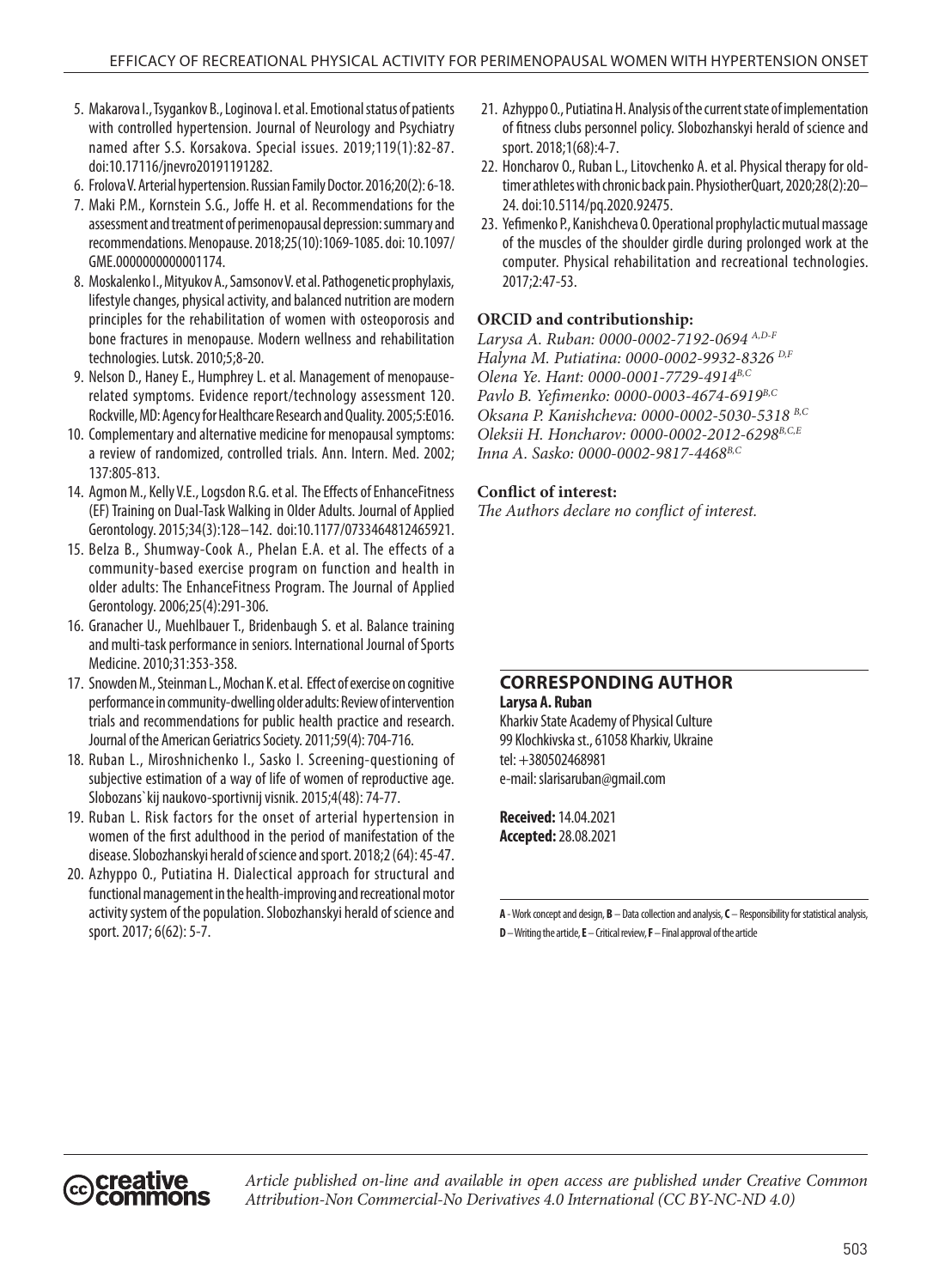5. Makarova I., Tsygankov B., Loginova I. et al. Emotional status of patients with controlled hypertension. Journal of Neurology and Psychiatry named after S.S. Korsakova. Special issues. 2019;119(1):82-87. doi:10.17116/jnevro20191191282.
6. Frolova V. Arterial hypertension. Russian Family Doctor. 2016;20(2): 6-18.
7. Maki P.M., Kornstein S.G., Joffe H. et al. Recommendations for the assessment and treatment of perimenopausal depression: summary and recommendations. Menopause. 2018;25(10):1069-1085. doi: 10.1097/GME.0000000000001174.
8. Moskalenko I., Mityukov A., Samsonov V. et al. Pathogenetic prophylaxis, lifestyle changes, physical activity, and balanced nutrition are modern principles for the rehabilitation of women with osteoporosis and bone fractures in menopause. Modern wellness and rehabilitation technologies. Lutsk. 2010;5;8-20.
9. Nelson D., Haney E., Humphrey L. et al. Management of menopause-related symptoms. Evidence report/technology assessment 120. Rockville, MD: Agency for Healthcare Research and Quality. 2005;5:E016.
10. Complementary and alternative medicine for menopausal symptoms: a review of randomized, controlled trials. Ann. Intern. Med. 2002; 137:805-813.
14. Agmon M., Kelly V.E., Logsdon R.G. et al. The Effects of EnhanceFitness (EF) Training on Dual-Task Walking in Older Adults. Journal of Applied Gerontology. 2015;34(3):128–142. doi:10.1177/0733464812465921.
15. Belza B., Shumway-Cook A., Phelan E.A. et al. The effects of a community-based exercise program on function and health in older adults: The EnhanceFitness Program. The Journal of Applied Gerontology. 2006;25(4):291-306.
16. Granacher U., Muehlbauer T., Bridenbaugh S. et al. Balance training and multi-task performance in seniors. International Journal of Sports Medicine. 2010;31:353-358.
17. Snowden M., Steinman L., Mochan K. et al. Effect of exercise on cognitive performance in community-dwelling older adults: Review of intervention trials and recommendations for public health practice and research. Journal of the American Geriatrics Society. 2011;59(4): 704-716.
18. Ruban L., Miroshnichenko I., Sasko I. Screening-questioning of subjective estimation of a way of life of women of reproductive age. Slobozans`kij naukovo-sportivnij visnik. 2015;4(48): 74-77.
19. Ruban L. Risk factors for the onset of arterial hypertension in women of the first adulthood in the period of manifestation of the disease. Slobozhanskyi herald of science and sport. 2018;2 (64): 45-47.
20. Azhyppo O., Putiatina H. Dialectical approach for structural and functional management in the health-improving and recreational motor activity system of the population. Slobozhanskyi herald of science and sport. 2017; 6(62): 5-7.
21. Azhyppo O., Putiatina H. Analysis of the current state of implementation of fitness clubs personnel policy. Slobozhanskyi herald of science and sport. 2018;1(68):4-7.
22. Honcharov O., Ruban L., Litovchenko A. et al. Physical therapy for old-timer athletes with chronic back pain. PhysiotherQuart, 2020;28(2):20–24. doi:10.5114/pq.2020.92475.
23. Yefimenko P., Kanishcheva O. Operational prophylactic mutual massage of the muscles of the shoulder girdle during prolonged work at the computer. Physical rehabilitation and recreational technologies. 2017;2:47-53.

**ORCID and contributionship:**

*Larysa A. Ruban: 0000-0002-7192-0694* [A,D-F]
*Halyna M. Putiatina: 0000-0002-9932-8326* [D,F]
*Olena Ye. Hant: 0000-0001-7729-4914*[B,C]
*Pavlo B. Yefimenko: 0000-0003-4674-6919*[B,C]
*Oksana P. Kanishcheva: 0000-0002-5030-5318* [B,C]
*Oleksii H. Honcharov: 0000-0002-2012-6298*[B,C,E]
*Inna A. Sasko: 0000-0002-9817-4468*[B,C]

**Conflict of interest:**

*The Authors declare no conflict of interest.*

## CORRESPONDING AUTHOR

**Larysa A. Ruban**
Kharkiv State Academy of Physical Culture
99 Klochkivska st., 61058 Kharkiv, Ukraine
tel: +380502468981
e-mail: slarisaruban@gmail.com

**Received:** 14.04.2021
**Accepted:** 28.08.2021

**A** - Work concept and design, **B** – Data collection and analysis, **C** – Responsibility for statistical analysis, **D** – Writing the article, **E** – Critical review, **F** – Final approval of the article

*Article published on-line and available in open access are published under Creative Common Attribution-Non Commercial-No Derivatives 4.0 International (CC BY-NC-ND 4.0)*